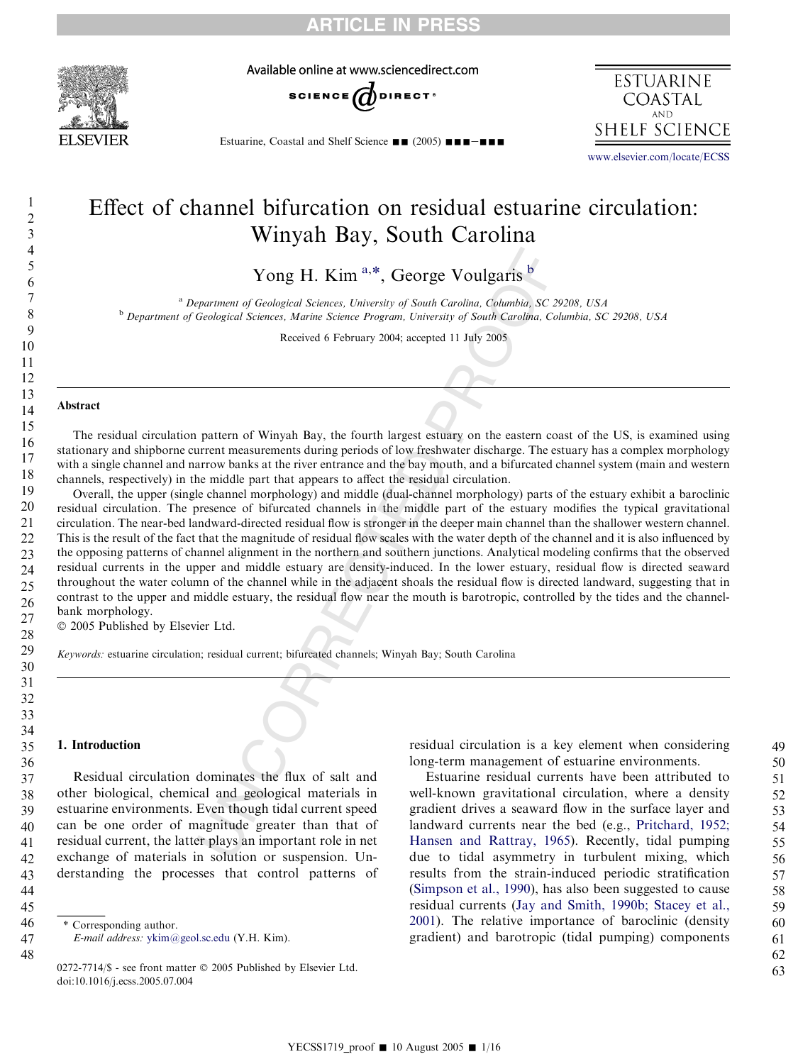# Effect of channel bifurcation on residual estuarine circulation: Winyah Bay, South Carolina

Yong H. Kim [a,*], George Voulgaris [b]

[a] Department of Geological Sciences, University of South Carolina, Columbia, SC 29208, USA
[b] Department of Geological Sciences, Marine Science Program, University of South Carolina, Columbia, SC 29208, USA

Received 6 February 2004; accepted 11 July 2005

## Abstract

The residual circulation pattern of Winyah Bay, the fourth largest estuary on the eastern coast of the US, is examined using stationary and shipborne current measurements during periods of low freshwater discharge. The estuary has a complex morphology with a single channel and narrow banks at the river entrance and the bay mouth, and a bifurcated channel system (main and western channels, respectively) in the middle part that appears to affect the residual circulation.

Overall, the upper (single channel morphology) and middle (dual-channel morphology) parts of the estuary exhibit a baroclinic residual circulation. The presence of bifurcated channels in the middle part of the estuary modifies the typical gravitational circulation. The near-bed landward-directed residual flow is stronger in the deeper main channel than the shallower western channel. This is the result of the fact that the magnitude of residual flow scales with the water depth of the channel and it is also influenced by the opposing patterns of channel alignment in the northern and southern junctions. Analytical modeling confirms that the observed residual currents in the upper and middle estuary are density-induced. In the lower estuary, residual flow is directed seaward throughout the water column of the channel while in the adjacent shoals the residual flow is directed landward, suggesting that in contrast to the upper and middle estuary, the residual flow near the mouth is barotropic, controlled by the tides and the channel-bank morphology.

© 2005 Published by Elsevier Ltd.

*Keywords:* estuarine circulation; residual current; bifurcated channels; Winyah Bay; South Carolina

## 1. Introduction

Residual circulation dominates the flux of salt and other biological, chemical and geological materials in estuarine environments. Even though tidal current speed can be one order of magnitude greater than that of residual current, the latter plays an important role in net exchange of materials in solution or suspension. Understanding the processes that control patterns of residual circulation is a key element when considering long-term management of estuarine environments.

Estuarine residual currents have been attributed to well-known gravitational circulation, where a density gradient drives a seaward flow in the surface layer and landward currents near the bed (e.g., Pritchard, 1952; Hansen and Rattray, 1965). Recently, tidal pumping due to tidal asymmetry in turbulent mixing, which results from the strain-induced periodic stratification (Simpson et al., 1990), has also been suggested to cause residual currents (Jay and Smith, 1990b; Stacey et al., 2001). The relative importance of baroclinic (density gradient) and barotropic (tidal pumping) components

\* Corresponding author.
*E-mail address:* ykim@geol.sc.edu (Y.H. Kim).

0272-7714/$ - see front matter © 2005 Published by Elsevier Ltd.
doi:10.1016/j.ecss.2005.07.004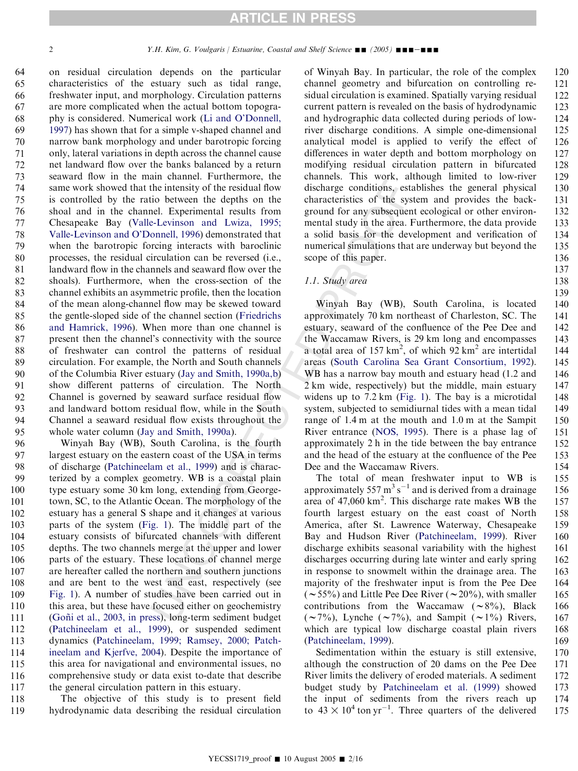on residual circulation depends on the particular characteristics of the estuary such as tidal range, freshwater input, and morphology. Circulation patterns are more complicated when the actual bottom topography is considered. Numerical work (Li and O'Donnell, 1997) has shown that for a simple v-shaped channel and narrow bank morphology and under barotropic forcing only, lateral variations in depth across the channel cause net landward flow over the banks balanced by a return seaward flow in the main channel. Furthermore, the same work showed that the intensity of the residual flow is controlled by the ratio between the depths on the shoal and in the channel. Experimental results from Chesapeake Bay (Valle-Levinson and Lwiza, 1995; Valle-Levinson and O'Donnell, 1996) demonstrated that when the barotropic forcing interacts with baroclinic processes, the residual circulation can be reversed (i.e., landward flow in the channels and seaward flow over the shoals). Furthermore, when the cross-section of the channel exhibits an asymmetric profile, then the location of the mean along-channel flow may be skewed toward the gentle-sloped side of the channel section (Friedrichs and Hamrick, 1996). When more than one channel is present then the channel's connectivity with the source of freshwater can control the patterns of residual circulation. For example, the North and South channels of the Columbia River estuary (Jay and Smith, 1990a,b) show different patterns of circulation. The North Channel is governed by seaward surface residual flow and landward bottom residual flow, while in the South Channel a seaward residual flow exists throughout the whole water column (Jay and Smith, 1990a).

Winyah Bay (WB), South Carolina, is the fourth largest estuary on the eastern coast of the USA in terms of discharge (Patchineelam et al., 1999) and is characterized by a complex geometry. WB is a coastal plain type estuary some 30 km long, extending from Georgetown, SC, to the Atlantic Ocean. The morphology of the estuary has a general S shape and it changes at various parts of the system (Fig. 1). The middle part of the estuary consists of bifurcated channels with different depths. The two channels merge at the upper and lower parts of the estuary. These locations of channel merge are hereafter called the northern and southern junctions and are bent to the west and east, respectively (see Fig. 1). A number of studies have been carried out in this area, but these have focused either on geochemistry (Goñi et al., 2003, in press), long-term sediment budget (Patchineelam et al., 1999), or suspended sediment dynamics (Patchineelam, 1999; Ramsey, 2000; Patchineelam and Kjerfve, 2004). Despite the importance of this area for navigational and environmental issues, no comprehensive study or data exist to-date that describe the general circulation pattern in this estuary.

The objective of this study is to present field hydrodynamic data describing the residual circulation of Winyah Bay. In particular, the role of the complex channel geometry and bifurcation on controlling residual circulation is examined. Spatially varying residual current pattern is revealed on the basis of hydrodynamic and hydrographic data collected during periods of low-river discharge conditions. A simple one-dimensional analytical model is applied to verify the effect of differences in water depth and bottom morphology on modifying residual circulation pattern in bifurcated channels. This work, although limited to low-river discharge conditions, establishes the general physical characteristics of the system and provides the background for any subsequent ecological or other environmental study in the area. Furthermore, the data provide a solid basis for the development and verification of numerical simulations that are underway but beyond the scope of this paper.

### 1.1. Study area

Winyah Bay (WB), South Carolina, is located approximately 70 km northeast of Charleston, SC. The estuary, seaward of the confluence of the Pee Dee and the Waccamaw Rivers, is 29 km long and encompasses a total area of 157 km$^2$, of which 92 km$^2$ are intertidal areas (South Carolina Sea Grant Consortium, 1992). WB has a narrow bay mouth and estuary head (1.2 and 2 km wide, respectively) but the middle, main estuary widens up to 7.2 km (Fig. 1). The bay is a microtidal system, subjected to semidiurnal tides with a mean tidal range of 1.4 m at the mouth and 1.0 m at the Sampit River entrance (NOS, 1995). There is a phase lag of approximately 2 h in the tide between the bay entrance and the head of the estuary at the confluence of the Pee Dee and the Waccamaw Rivers.

The total of mean freshwater input to WB is approximately 557 m$^3$ s$^{-1}$ and is derived from a drainage area of 47,060 km$^2$. This discharge rate makes WB the fourth largest estuary on the east coast of North America, after St. Lawrence Waterway, Chesapeake Bay and Hudson River (Patchineelam, 1999). River discharge exhibits seasonal variability with the highest discharges occurring during late winter and early spring in response to snowmelt within the drainage area. The majority of the freshwater input is from the Pee Dee ($\sim$55%) and Little Pee Dee River ($\sim$20%), with smaller contributions from the Waccamaw ($\sim$8%), Black ($\sim$7%), Lynche ($\sim$7%), and Sampit ($\sim$1%) Rivers, which are typical low discharge coastal plain rivers (Patchineelam, 1999).

Sedimentation within the estuary is still extensive, although the construction of 20 dams on the Pee Dee River limits the delivery of eroded materials. A sediment budget study by Patchineelam et al. (1999) showed the input of sediments from the rivers reach up to $43 \times 10^4$ ton yr$^{-1}$. Three quarters of the delivered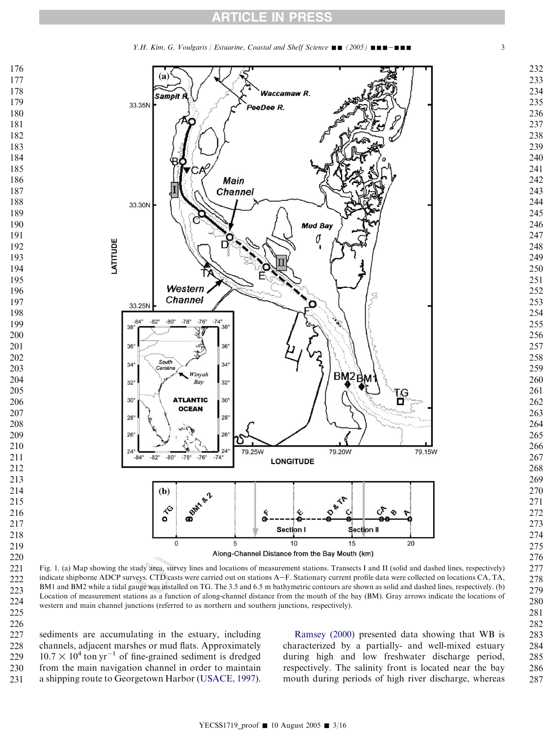Fig. 1. (a) Map showing the study area, survey lines and locations of measurement stations. Transects I and II (solid and dashed lines, respectively) indicate shipborne ADCP surveys. CTD casts were carried out on stations A–F. Stationary current profile data were collected on locations CA, TA, BM1 and BM2 while a tidal gauge was installed on TG. The 3.5 and 6.5 m bathymetric contours are shown as solid and dashed lines, respectively. (b) Location of measurement stations as a function of along-channel distance from the mouth of the bay (BM). Gray arrows indicate the locations of western and main channel junctions (referred to as northern and southern junctions, respectively).

sediments are accumulating in the estuary, including channels, adjacent marshes or mud flats. Approximately $10.7 \times 10^4$ ton yr$^{-1}$ of fine-grained sediment is dredged from the main navigation channel in order to maintain a shipping route to Georgetown Harbor (USACE, 1997).

Ramsey (2000) presented data showing that WB is characterized by a partially- and well-mixed estuary during high and low freshwater discharge period, respectively. The salinity front is located near the bay mouth during periods of high river discharge, whereas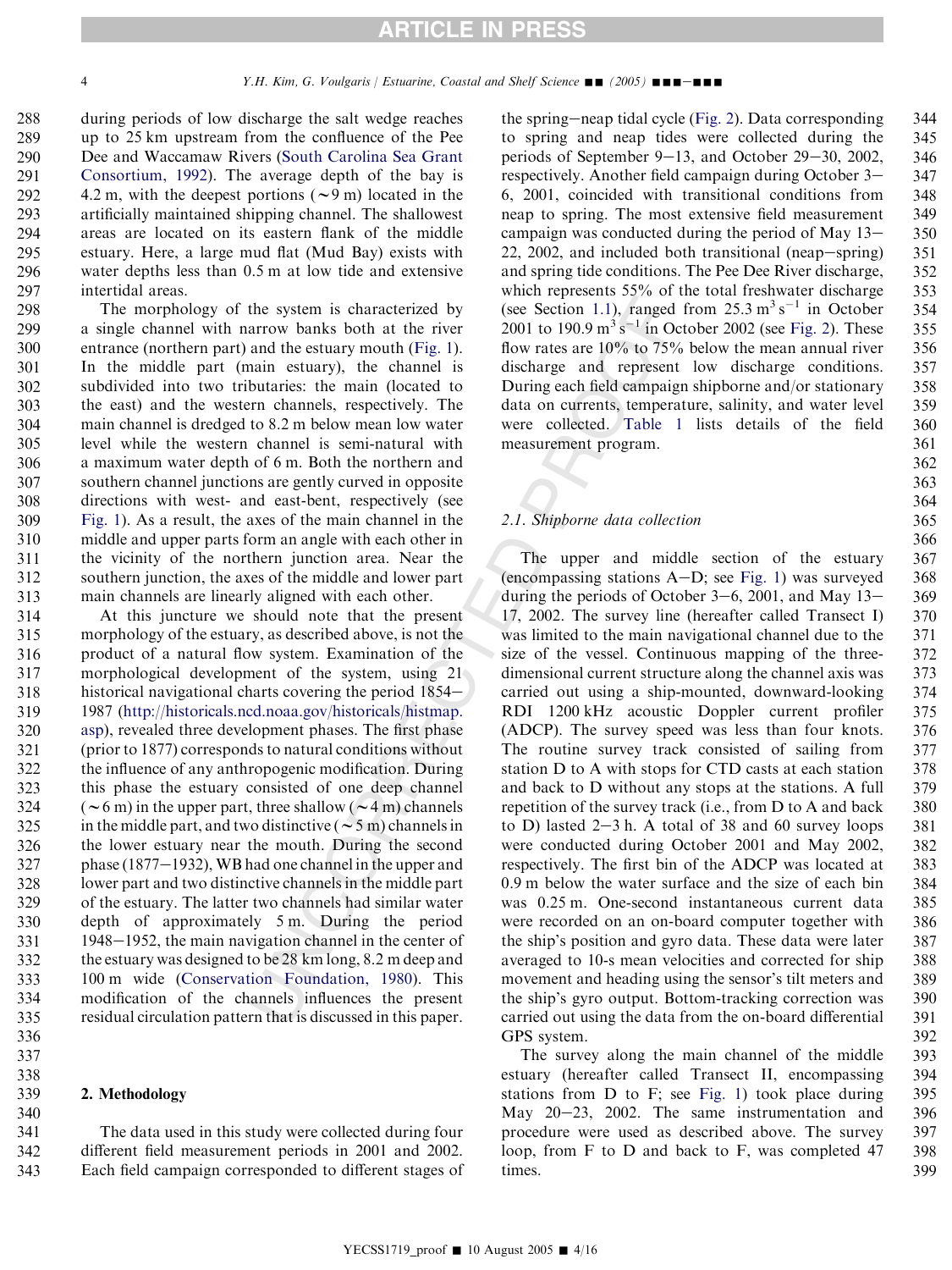during periods of low discharge the salt wedge reaches up to 25 km upstream from the confluence of the Pee Dee and Waccamaw Rivers (South Carolina Sea Grant Consortium, 1992). The average depth of the bay is 4.2 m, with the deepest portions (~9 m) located in the artificially maintained shipping channel. The shallowest areas are located on its eastern flank of the middle estuary. Here, a large mud flat (Mud Bay) exists with water depths less than 0.5 m at low tide and extensive intertidal areas.

The morphology of the system is characterized by a single channel with narrow banks both at the river entrance (northern part) and the estuary mouth (Fig. 1). In the middle part (main estuary), the channel is subdivided into two tributaries: the main (located to the east) and the western channels, respectively. The main channel is dredged to 8.2 m below mean low water level while the western channel is semi-natural with a maximum water depth of 6 m. Both the northern and southern channel junctions are gently curved in opposite directions with west- and east-bent, respectively (see Fig. 1). As a result, the axes of the main channel in the middle and upper parts form an angle with each other in the vicinity of the northern junction area. Near the southern junction, the axes of the middle and lower part main channels are linearly aligned with each other.

At this juncture we should note that the present morphology of the estuary, as described above, is not the product of a natural flow system. Examination of the morphological development of the system, using 21 historical navigational charts covering the period 1854–1987 (http://historicals.ncd.noaa.gov/historicals/histmap.asp), revealed three development phases. The first phase (prior to 1877) corresponds to natural conditions without the influence of any anthropogenic modification. During this phase the estuary consisted of one deep channel (~6 m) in the upper part, three shallow (~4 m) channels in the middle part, and two distinctive (~5 m) channels in the lower estuary near the mouth. During the second phase (1877–1932), WB had one channel in the upper and lower part and two distinctive channels in the middle part of the estuary. The latter two channels had similar water depth of approximately 5 m. During the period 1948–1952, the main navigation channel in the center of the estuary was designed to be 28 km long, 8.2 m deep and 100 m wide (Conservation Foundation, 1980). This modification of the channels influences the present residual circulation pattern that is discussed in this paper.

## 2. Methodology

The data used in this study were collected during four different field measurement periods in 2001 and 2002. Each field campaign corresponded to different stages of the spring–neap tidal cycle (Fig. 2). Data corresponding to spring and neap tides were collected during the periods of September 9–13, and October 29–30, 2002, respectively. Another field campaign during October 3–6, 2001, coincided with transitional conditions from neap to spring. The most extensive field measurement campaign was conducted during the period of May 13–22, 2002, and included both transitional (neap–spring) and spring tide conditions. The Pee Dee River discharge, which represents 55% of the total freshwater discharge (see Section 1.1), ranged from 25.3 $m^3\,s^{-1}$ in October 2001 to 190.9 $m^3\,s^{-1}$ in October 2002 (see Fig. 2). These flow rates are 10% to 75% below the mean annual river discharge and represent low discharge conditions. During each field campaign shipborne and/or stationary data on currents, temperature, salinity, and water level were collected. Table 1 lists details of the field measurement program.

### 2.1. Shipborne data collection

The upper and middle section of the estuary (encompassing stations A–D; see Fig. 1) was surveyed during the periods of October 3–6, 2001, and May 13–17, 2002. The survey line (hereafter called Transect I) was limited to the main navigational channel due to the size of the vessel. Continuous mapping of the three-dimensional current structure along the channel axis was carried out using a ship-mounted, downward-looking RDI 1200 kHz acoustic Doppler current profiler (ADCP). The survey speed was less than four knots. The routine survey track consisted of sailing from station D to A with stops for CTD casts at each station and back to D without any stops at the stations. A full repetition of the survey track (i.e., from D to A and back to D) lasted 2–3 h. A total of 38 and 60 survey loops were conducted during October 2001 and May 2002, respectively. The first bin of the ADCP was located at 0.9 m below the water surface and the size of each bin was 0.25 m. One-second instantaneous current data were recorded on an on-board computer together with the ship's position and gyro data. These data were later averaged to 10-s mean velocities and corrected for ship movement and heading using the sensor's tilt meters and the ship's gyro output. Bottom-tracking correction was carried out using the data from the on-board differential GPS system.

The survey along the main channel of the middle estuary (hereafter called Transect II, encompassing stations from D to F; see Fig. 1) took place during May 20–23, 2002. The same instrumentation and procedure were used as described above. The survey loop, from F to D and back to F, was completed 47 times.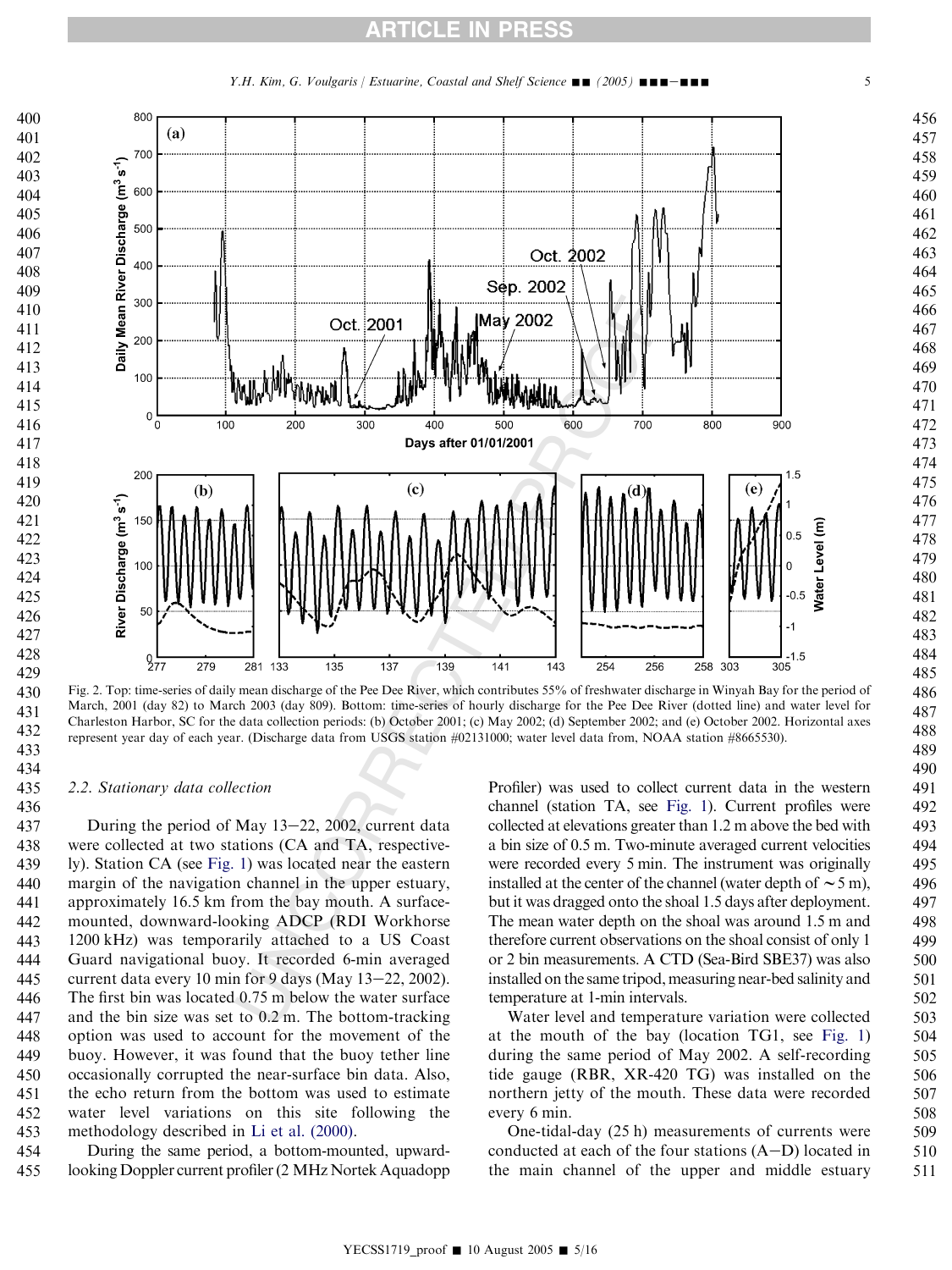Fig. 2. Top: time-series of daily mean discharge of the Pee Dee River, which contributes 55% of freshwater discharge in Winyah Bay for the period of March, 2001 (day 82) to March 2003 (day 809). Bottom: time-series of hourly discharge for the Pee Dee River (dotted line) and water level for Charleston Harbor, SC for the data collection periods: (b) October 2001; (c) May 2002; (d) September 2002; and (e) October 2002. Horizontal axes represent year day of each year. (Discharge data from USGS station #02131000; water level data from, NOAA station #8665530).

### 2.2. Stationary data collection

During the period of May 13–22, 2002, current data were collected at two stations (CA and TA, respectively). Station CA (see Fig. 1) was located near the eastern margin of the navigation channel in the upper estuary, approximately 16.5 km from the bay mouth. A surface-mounted, downward-looking ADCP (RDI Workhorse 1200 kHz) was temporarily attached to a US Coast Guard navigational buoy. It recorded 6-min averaged current data every 10 min for 9 days (May 13–22, 2002). The first bin was located 0.75 m below the water surface and the bin size was set to 0.2 m. The bottom-tracking option was used to account for the movement of the buoy. However, it was found that the buoy tether line occasionally corrupted the near-surface bin data. Also, the echo return from the bottom was used to estimate water level variations on this site following the methodology described in Li et al. (2000).

During the same period, a bottom-mounted, upward-looking Doppler current profiler (2 MHz Nortek Aquadopp Profiler) was used to collect current data in the western channel (station TA, see Fig. 1). Current profiles were collected at elevations greater than 1.2 m above the bed with a bin size of 0.5 m. Two-minute averaged current velocities were recorded every 5 min. The instrument was originally installed at the center of the channel (water depth of ~5 m), but it was dragged onto the shoal 1.5 days after deployment. The mean water depth on the shoal was around 1.5 m and therefore current observations on the shoal consist of only 1 or 2 bin measurements. A CTD (Sea-Bird SBE37) was also installed on the same tripod, measuring near-bed salinity and temperature at 1-min intervals.

Water level and temperature variation were collected at the mouth of the bay (location TG1, see Fig. 1) during the same period of May 2002. A self-recording tide gauge (RBR, XR-420 TG) was installed on the northern jetty of the mouth. These data were recorded every 6 min.

One-tidal-day (25 h) measurements of currents were conducted at each of the four stations (A–D) located in the main channel of the upper and middle estuary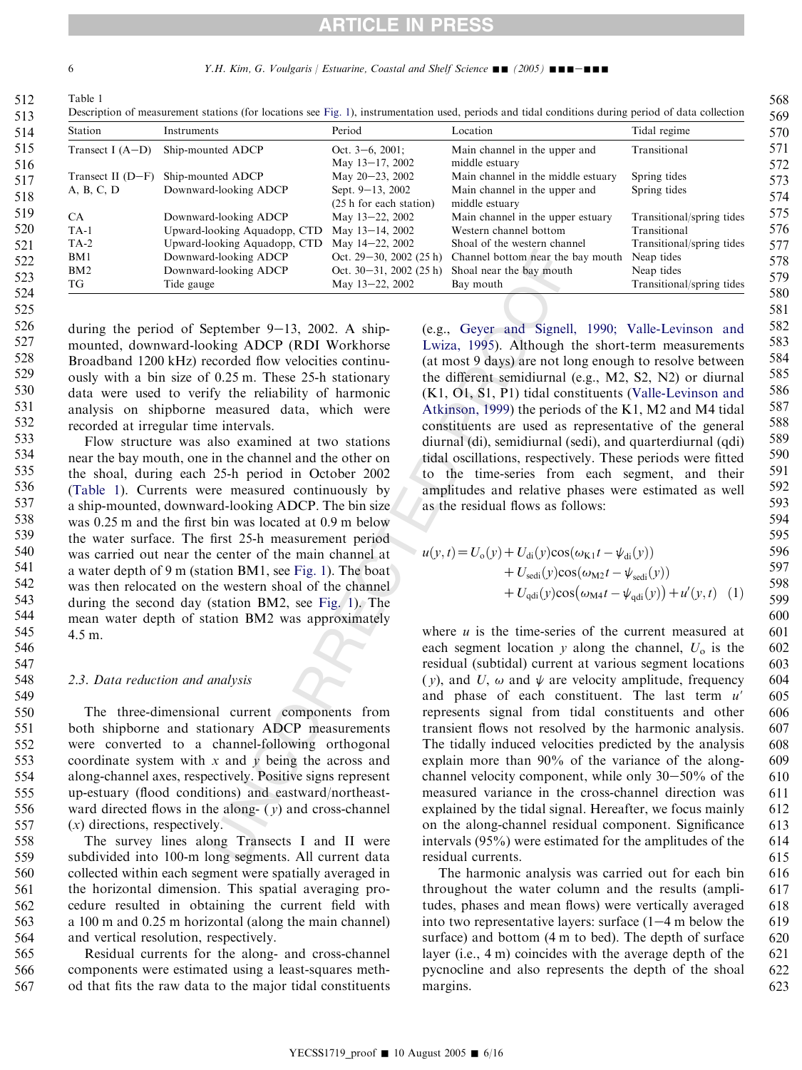Table 1
Description of measurement stations (for locations see Fig. 1), instrumentation used, periods and tidal conditions during period of data collection

| Station | Instruments | Period | Location | Tidal regime |
|---|---|---|---|---|
| Transect I (A–D) | Ship-mounted ADCP | Oct. 3–6, 2001; May 13–17, 2002 | Main channel in the upper and middle estuary | Transitional |
| Transect II (D–F) | Ship-mounted ADCP | May 20–23, 2002 | Main channel in the middle estuary | Spring tides |
| A, B, C, D | Downward-looking ADCP | Sept. 9–13, 2002 (25 h for each station) | Main channel in the upper and middle estuary | Spring tides |
| CA | Downward-looking ADCP | May 13–22, 2002 | Main channel in the upper estuary | Transitional/spring tides |
| TA-1 | Upward-looking Aquadopp, CTD | May 13–14, 2002 | Western channel bottom | Transitional |
| TA-2 | Upward-looking Aquadopp, CTD | May 14–22, 2002 | Shoal of the western channel | Transitional/spring tides |
| BM1 | Downward-looking ADCP | Oct. 29–30, 2002 (25 h) | Channel bottom near the bay mouth | Neap tides |
| BM2 | Downward-looking ADCP | Oct. 30–31, 2002 (25 h) | Shoal near the bay mouth | Neap tides |
| TG | Tide gauge | May 13–22, 2002 | Bay mouth | Transitional/spring tides |

during the period of September 9–13, 2002. A ship-mounted, downward-looking ADCP (RDI Workhorse Broadband 1200 kHz) recorded flow velocities continuously with a bin size of 0.25 m. These 25-h stationary data were used to verify the reliability of harmonic analysis on shipborne measured data, which were recorded at irregular time intervals.

Flow structure was also examined at two stations near the bay mouth, one in the channel and the other on the shoal, during each 25-h period in October 2002 (Table 1). Currents were measured continuously by a ship-mounted, downward-looking ADCP. The bin size was 0.25 m and the first bin was located at 0.9 m below the water surface. The first 25-h measurement period was carried out near the center of the main channel at a water depth of 9 m (station BM1, see Fig. 1). The boat was then relocated on the western shoal of the channel during the second day (station BM2, see Fig. 1). The mean water depth of station BM2 was approximately 4.5 m.

### 2.3. Data reduction and analysis

The three-dimensional current components from both shipborne and stationary ADCP measurements were converted to a channel-following orthogonal coordinate system with $x$ and $y$ being the across and along-channel axes, respectively. Positive signs represent up-estuary (flood conditions) and eastward/northeastward directed flows in the along- ($y$) and cross-channel ($x$) directions, respectively.

The survey lines along Transects I and II were subdivided into 100-m long segments. All current data collected within each segment were spatially averaged in the horizontal dimension. This spatial averaging procedure resulted in obtaining the current field with a 100 m and 0.25 m horizontal (along the main channel) and vertical resolution, respectively.

Residual currents for the along- and cross-channel components were estimated using a least-squares method that fits the raw data to the major tidal constituents (e.g., Geyer and Signell, 1990; Valle-Levinson and Lwiza, 1995). Although the short-term measurements (at most 9 days) are not long enough to resolve between the different semidiurnal (e.g., M2, S2, N2) or diurnal (K1, O1, S1, P1) tidal constituents (Valle-Levinson and Atkinson, 1999) the periods of the K1, M2 and M4 tidal constituents are used as representative of the general diurnal (di), semidiurnal (sedi), and quarterdiurnal (qdi) tidal oscillations, respectively. These periods were fitted to the time-series from each segment, and their amplitudes and relative phases were estimated as well as the residual flows as follows:

$$
\begin{aligned}
u(y,t) = {} & U_{\mathrm{o}}(y) + U_{\mathrm{di}}(y)\cos(\omega_{\mathrm{K1}}t - \psi_{\mathrm{di}}(y)) \\
& + U_{\mathrm{sedi}}(y)\cos(\omega_{\mathrm{M2}}t - \psi_{\mathrm{sedi}}(y)) \\
& + U_{\mathrm{qdi}}(y)\cos(\omega_{\mathrm{M4}}t - \psi_{\mathrm{qdi}}(y)) + u'(y,t) \quad (1)
\end{aligned}
$$

where $u$ is the time-series of the current measured at each segment location $y$ along the channel, $U_{\mathrm{o}}$ is the residual (subtidal) current at various segment locations ($y$), and $U$, $\omega$ and $\psi$ are velocity amplitude, frequency and phase of each constituent. The last term $u'$ represents signal from tidal constituents and other transient flows not resolved by the harmonic analysis. The tidally induced velocities predicted by the analysis explain more than 90% of the variance of the along-channel velocity component, while only 30–50% of the measured variance in the cross-channel direction was explained by the tidal signal. Hereafter, we focus mainly on the along-channel residual component. Significance intervals (95%) were estimated for the amplitudes of the residual currents.

The harmonic analysis was carried out for each bin throughout the water column and the results (amplitudes, phases and mean flows) were vertically averaged into two representative layers: surface (1–4 m below the surface) and bottom (4 m to bed). The depth of surface layer (i.e., 4 m) coincides with the average depth of the pycnocline and also represents the depth of the shoal margins.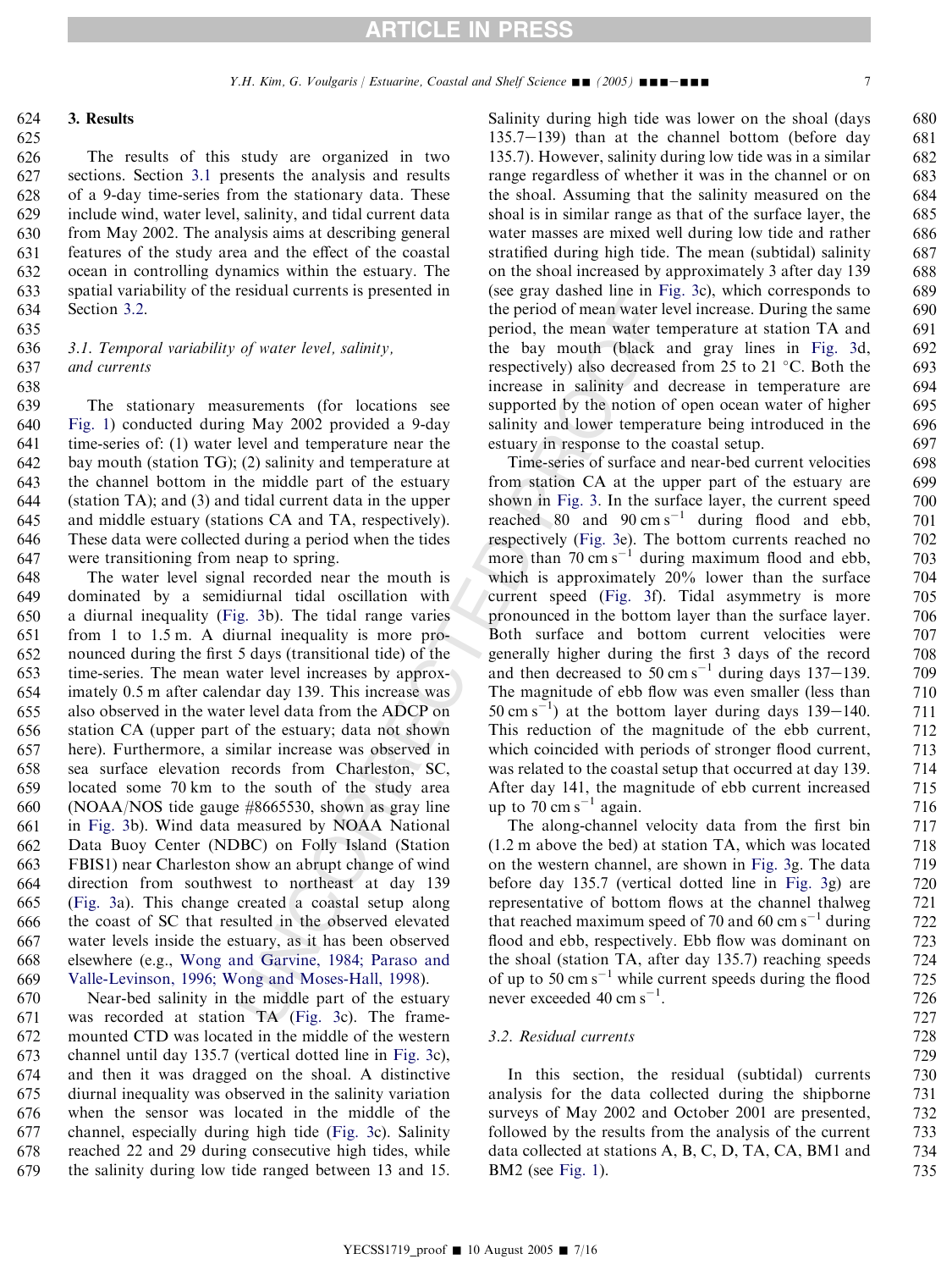## 3. Results

The results of this study are organized in two sections. Section 3.1 presents the analysis and results of a 9-day time-series from the stationary data. These include wind, water level, salinity, and tidal current data from May 2002. The analysis aims at describing general features of the study area and the effect of the coastal ocean in controlling dynamics within the estuary. The spatial variability of the residual currents is presented in Section 3.2.

### 3.1. Temporal variability of water level, salinity, and currents

The stationary measurements (for locations see Fig. 1) conducted during May 2002 provided a 9-day time-series of: (1) water level and temperature near the bay mouth (station TG); (2) salinity and temperature at the channel bottom in the middle part of the estuary (station TA); and (3) and tidal current data in the upper and middle estuary (stations CA and TA, respectively). These data were collected during a period when the tides were transitioning from neap to spring.

The water level signal recorded near the mouth is dominated by a semidiurnal tidal oscillation with a diurnal inequality (Fig. 3b). The tidal range varies from 1 to 1.5 m. A diurnal inequality is more pronounced during the first 5 days (transitional tide) of the time-series. The mean water level increases by approximately 0.5 m after calendar day 139. This increase was also observed in the water level data from the ADCP on station CA (upper part of the estuary; data not shown here). Furthermore, a similar increase was observed in sea surface elevation records from Charleston, SC, located some 70 km to the south of the study area (NOAA/NOS tide gauge #8665530, shown as gray line in Fig. 3b). Wind data measured by NOAA National Data Buoy Center (NDBC) on Folly Island (Station FBIS1) near Charleston show an abrupt change of wind direction from southwest to northeast at day 139 (Fig. 3a). This change created a coastal setup along the coast of SC that resulted in the observed elevated water levels inside the estuary, as it has been observed elsewhere (e.g., Wong and Garvine, 1984; Paraso and Valle-Levinson, 1996; Wong and Moses-Hall, 1998).

Near-bed salinity in the middle part of the estuary was recorded at station TA (Fig. 3c). The frame-mounted CTD was located in the middle of the western channel until day 135.7 (vertical dotted line in Fig. 3c), and then it was dragged on the shoal. A distinctive diurnal inequality was observed in the salinity variation when the sensor was located in the middle of the channel, especially during high tide (Fig. 3c). Salinity reached 22 and 29 during consecutive high tides, while the salinity during low tide ranged between 13 and 15. Salinity during high tide was lower on the shoal (days 135.7–139) than at the channel bottom (before day 135.7). However, salinity during low tide was in a similar range regardless of whether it was in the channel or on the shoal. Assuming that the salinity measured on the shoal is in similar range as that of the surface layer, the water masses are mixed well during low tide and rather stratified during high tide. The mean (subtidal) salinity on the shoal increased by approximately 3 after day 139 (see gray dashed line in Fig. 3c), which corresponds to the period of mean water level increase. During the same period, the mean water temperature at station TA and the bay mouth (black and gray lines in Fig. 3d, respectively) also decreased from 25 to 21 °C. Both the increase in salinity and decrease in temperature are supported by the notion of open ocean water of higher salinity and lower temperature being introduced in the estuary in response to the coastal setup.

Time-series of surface and near-bed current velocities from station CA at the upper part of the estuary are shown in Fig. 3. In the surface layer, the current speed reached 80 and 90 $cm\,s^{-1}$ during flood and ebb, respectively (Fig. 3e). The bottom currents reached no more than 70 $cm\,s^{-1}$ during maximum flood and ebb, which is approximately 20% lower than the surface current speed (Fig. 3f). Tidal asymmetry is more pronounced in the bottom layer than the surface layer. Both surface and bottom current velocities were generally higher during the first 3 days of the record and then decreased to 50 $cm\,s^{-1}$ during days 137–139. The magnitude of ebb flow was even smaller (less than 50 $cm\,s^{-1}$) at the bottom layer during days 139–140. This reduction of the magnitude of the ebb current, which coincided with periods of stronger flood current, was related to the coastal setup that occurred at day 139. After day 141, the magnitude of ebb current increased up to 70 $cm\,s^{-1}$ again.

The along-channel velocity data from the first bin (1.2 m above the bed) at station TA, which was located on the western channel, are shown in Fig. 3g. The data before day 135.7 (vertical dotted line in Fig. 3g) are representative of bottom flows at the channel thalweg that reached maximum speed of 70 and 60 $cm\,s^{-1}$ during flood and ebb, respectively. Ebb flow was dominant on the shoal (station TA, after day 135.7) reaching speeds of up to 50 $cm\,s^{-1}$ while current speeds during the flood never exceeded 40 $cm\,s^{-1}$.

### 3.2. Residual currents

In this section, the residual (subtidal) currents analysis for the data collected during the shipborne surveys of May 2002 and October 2001 are presented, followed by the results from the analysis of the current data collected at stations A, B, C, D, TA, CA, BM1 and BM2 (see Fig. 1).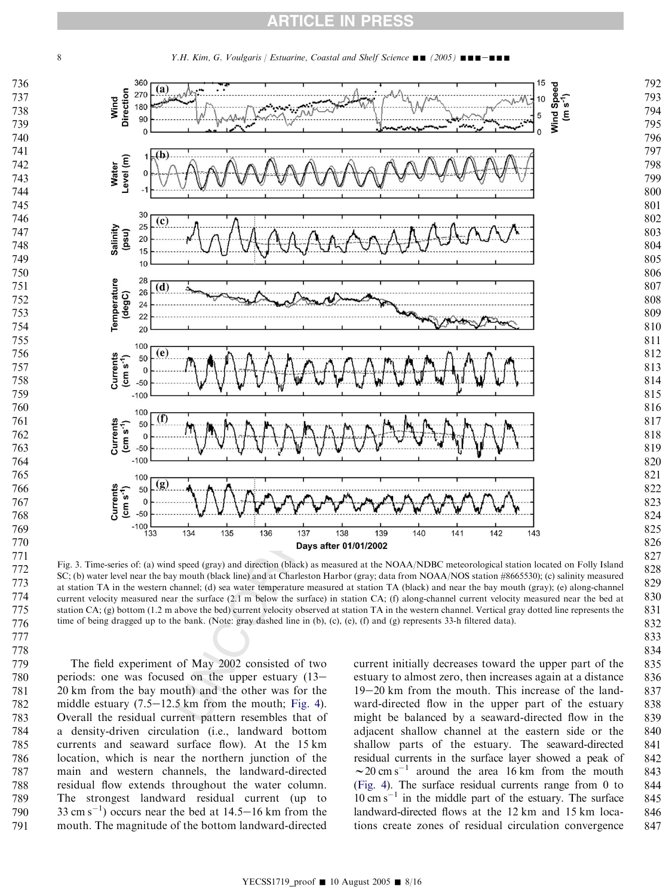Fig. 3. Time-series of: (a) wind speed (gray) and direction (black) as measured at the NOAA/NDBC meteorological station located on Folly Island SC; (b) water level near the bay mouth (black line) and at Charleston Harbor (gray; data from NOAA/NOS station #8665530); (c) salinity measured at station TA in the western channel; (d) sea water temperature measured at station TA (black) and near the bay mouth (gray); (e) along-channel current velocity measured near the surface (2.1 m below the surface) in station CA; (f) along-channel current velocity measured near the bed at station CA; (g) bottom (1.2 m above the bed) current velocity observed at station TA in the western channel. Vertical gray dotted line represents the time of being dragged up to the bank. (Note: gray dashed line in (b), (c), (e), (f) and (g) represents 33-h filtered data).

The field experiment of May 2002 consisted of two periods: one was focused on the upper estuary (13–20 km from the bay mouth) and the other was for the middle estuary (7.5–12.5 km from the mouth; Fig. 4). Overall the residual current pattern resembles that of a density-driven circulation (i.e., landward bottom currents and seaward surface flow). At the 15 km location, which is near the northern junction of the main and western channels, the landward-directed residual flow extends throughout the water column. The strongest landward residual current (up to 33 cm $s^{-1}$) occurs near the bed at 14.5–16 km from the mouth. The magnitude of the bottom landward-directed current initially decreases toward the upper part of the estuary to almost zero, then increases again at a distance 19–20 km from the mouth. This increase of the landward-directed flow in the upper part of the estuary might be balanced by a seaward-directed flow in the adjacent shallow channel at the eastern side or the shallow parts of the estuary. The seaward-directed residual currents in the surface layer showed a peak of $\sim$20 cm $s^{-1}$ around the area 16 km from the mouth (Fig. 4). The surface residual currents range from 0 to 10 cm $s^{-1}$ in the middle part of the estuary. The surface landward-directed flows at the 12 km and 15 km locations create zones of residual circulation convergence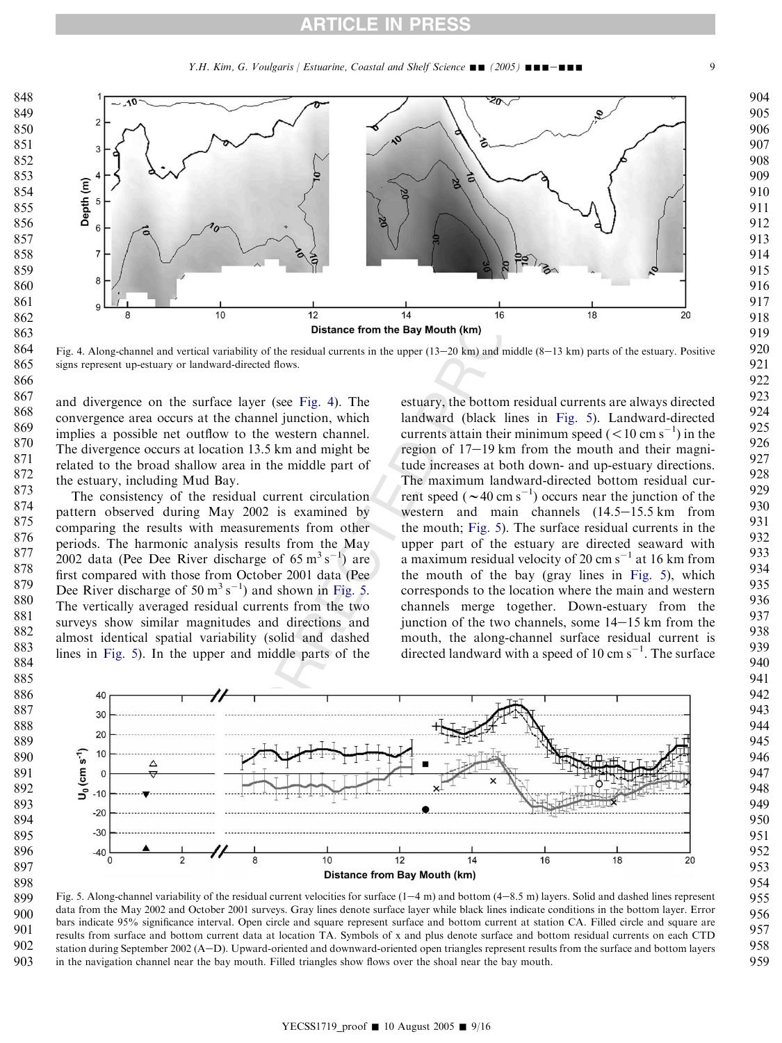and divergence on the surface layer (see Fig. 4). The convergence area occurs at the channel junction, which implies a possible net outflow to the western channel. The divergence occurs at location 13.5 km and might be related to the broad shallow area in the middle part of the estuary, including Mud Bay.

The consistency of the residual current circulation pattern observed during May 2002 is examined by comparing the results with measurements from other periods. The harmonic analysis results from the May 2002 data (Pee Dee River discharge of 65 $m^3 s^{-1}$) are first compared with those from October 2001 data (Pee Dee River discharge of 50 $m^3 s^{-1}$) and shown in Fig. 5. The vertically averaged residual currents from the two surveys show similar magnitudes and directions and almost identical spatial variability (solid and dashed lines in Fig. 5). In the upper and middle parts of the estuary, the bottom residual currents are always directed landward (black lines in Fig. 5). Landward-directed currents attain their minimum speed (< 10 cm $s^{-1}$) in the region of 17–19 km from the mouth and their magnitude increases at both down- and up-estuary directions. The maximum landward-directed bottom residual current speed (~40 cm $s^{-1}$) occurs near the junction of the western and main channels (14.5–15.5 km from the mouth; Fig. 5). The surface residual currents in the upper part of the estuary are directed seaward with a maximum residual velocity of 20 cm $s^{-1}$ at 16 km from the mouth of the bay (gray lines in Fig. 5), which corresponds to the location where the main and western channels merge together. Down-estuary from the junction of the two channels, some 14–15 km from the mouth, the along-channel surface residual current is directed landward with a speed of 10 cm $s^{-1}$. The surface

Fig. 4. Along-channel and vertical variability of the residual currents in the upper (13–20 km) and middle (8–13 km) parts of the estuary. Positive signs represent up-estuary or landward-directed flows.

Fig. 5. Along-channel variability of the residual current velocities for surface (1–4 m) and bottom (4–8.5 m) layers. Solid and dashed lines represent data from the May 2002 and October 2001 surveys. Gray lines denote surface layer while black lines indicate conditions in the bottom layer. Error bars indicate 95% significance interval. Open circle and square represent surface and bottom current at station CA. Filled circle and square are results from surface and bottom current data at location TA. Symbols of x and plus denote surface and bottom residual currents on each CTD station during September 2002 (A–D). Upward-oriented and downward-oriented open triangles represent results from the surface and bottom layers in the navigation channel near the bay mouth. Filled triangles show flows over the shoal near the bay mouth.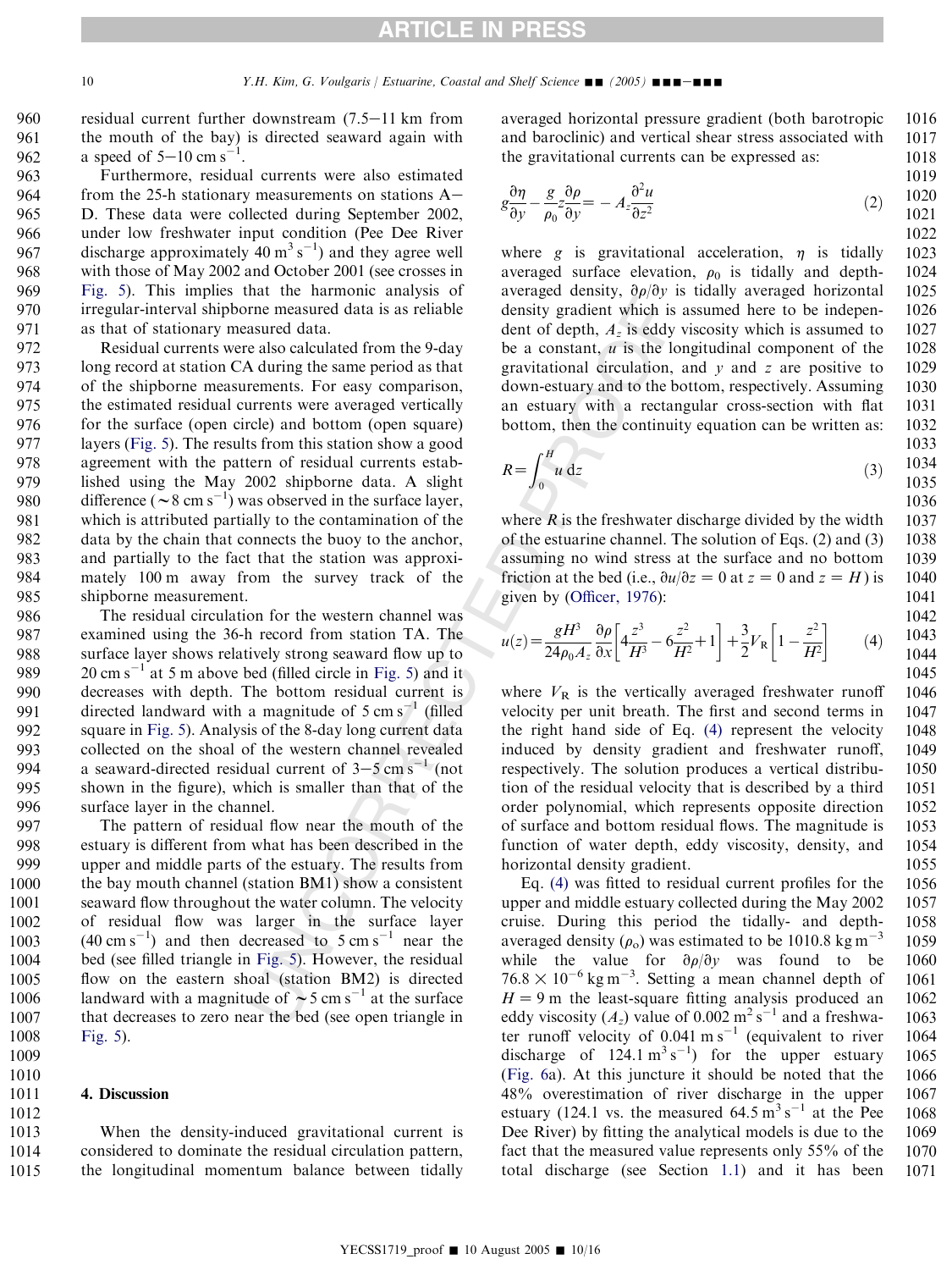residual current further downstream (7.5–11 km from the mouth of the bay) is directed seaward again with a speed of 5–10 cm $s^{-1}$.

Furthermore, residual currents were also estimated from the 25-h stationary measurements on stations A–D. These data were collected during September 2002, under low freshwater input condition (Pee Dee River discharge approximately 40 $m^3 s^{-1}$) and they agree well with those of May 2002 and October 2001 (see crosses in Fig. 5). This implies that the harmonic analysis of irregular-interval shipborne measured data is as reliable as that of stationary measured data.

Residual currents were also calculated from the 9-day long record at station CA during the same period as that of the shipborne measurements. For easy comparison, the estimated residual currents were averaged vertically for the surface (open circle) and bottom (open square) layers (Fig. 5). The results from this station show a good agreement with the pattern of residual currents established using the May 2002 shipborne data. A slight difference (~8 cm $s^{-1}$) was observed in the surface layer, which is attributed partially to the contamination of the data by the chain that connects the buoy to the anchor, and partially to the fact that the station was approximately 100 m away from the survey track of the shipborne measurement.

The residual circulation for the western channel was examined using the 36-h record from station TA. The surface layer shows relatively strong seaward flow up to 20 cm $s^{-1}$ at 5 m above bed (filled circle in Fig. 5) and it decreases with depth. The bottom residual current is directed landward with a magnitude of 5 cm $s^{-1}$ (filled square in Fig. 5). Analysis of the 8-day long current data collected on the shoal of the western channel revealed a seaward-directed residual current of 3–5 cm $s^{-1}$ (not shown in the figure), which is smaller than that of the surface layer in the channel.

The pattern of residual flow near the mouth of the estuary is different from what has been described in the upper and middle parts of the estuary. The results from the bay mouth channel (station BM1) show a consistent seaward flow throughout the water column. The velocity of residual flow was larger in the surface layer (40 cm $s^{-1}$) and then decreased to 5 cm $s^{-1}$ near the bed (see filled triangle in Fig. 5). However, the residual flow on the eastern shoal (station BM2) is directed landward with a magnitude of ~5 cm $s^{-1}$ at the surface that decreases to zero near the bed (see open triangle in Fig. 5).

## 4. Discussion

When the density-induced gravitational current is considered to dominate the residual circulation pattern, the longitudinal momentum balance between tidally averaged horizontal pressure gradient (both barotropic and baroclinic) and vertical shear stress associated with the gravitational currents can be expressed as:

$$g\frac{\partial \eta}{\partial y} - \frac{g}{\rho_0} z \frac{\partial \rho}{\partial y} = -A_z \frac{\partial^2 u}{\partial z^2} \tag{2}$$

where $g$ is gravitational acceleration, $\eta$ is tidally averaged surface elevation, $\rho_0$ is tidally and depth-averaged density, $\partial\rho/\partial y$ is tidally averaged horizontal density gradient which is assumed here to be independent of depth, $A_z$ is eddy viscosity which is assumed to be a constant, $u$ is the longitudinal component of the gravitational circulation, and $y$ and $z$ are positive to down-estuary and to the bottom, respectively. Assuming an estuary with a rectangular cross-section with flat bottom, then the continuity equation can be written as:

$$R = \int_0^H u \, dz \tag{3}$$

where $R$ is the freshwater discharge divided by the width of the estuarine channel. The solution of Eqs. (2) and (3) assuming no wind stress at the surface and no bottom friction at the bed (i.e., $\partial u/\partial z = 0$ at $z = 0$ and $z = H$) is given by (Officer, 1976):

$$u(z) = \frac{gH^3}{24\rho_0 A_z}\frac{\partial \rho}{\partial x}\left[4\frac{z^3}{H^3} - 6\frac{z^2}{H^2} + 1\right] + \frac{3}{2}V_R\left[1 - \frac{z^2}{H^2}\right] \tag{4}$$

where $V_R$ is the vertically averaged freshwater runoff velocity per unit breath. The first and second terms in the right hand side of Eq. (4) represent the velocity induced by density gradient and freshwater runoff, respectively. The solution produces a vertical distribution of the residual velocity that is described by a third order polynomial, which represents opposite direction of surface and bottom residual flows. The magnitude is function of water depth, eddy viscosity, density, and horizontal density gradient.

Eq. (4) was fitted to residual current profiles for the upper and middle estuary collected during the May 2002 cruise. During this period the tidally- and depth-averaged density ($\rho_o$) was estimated to be 1010.8 kg $m^{-3}$ while the value for $\partial\rho/\partial y$ was found to be $76.8 \times 10^{-6}$ kg $m^{-3}$. Setting a mean channel depth of $H = 9$ m the least-square fitting analysis produced an eddy viscosity ($A_z$) value of 0.002 $m^2 s^{-1}$ and a freshwater runoff velocity of 0.041 m $s^{-1}$ (equivalent to river discharge of 124.1 $m^3 s^{-1}$) for the upper estuary (Fig. 6a). At this juncture it should be noted that the 48% overestimation of river discharge in the upper estuary (124.1 vs. the measured 64.5 $m^3 s^{-1}$ at the Pee Dee River) by fitting the analytical models is due to the fact that the measured value represents only 55% of the total discharge (see Section 1.1) and it has been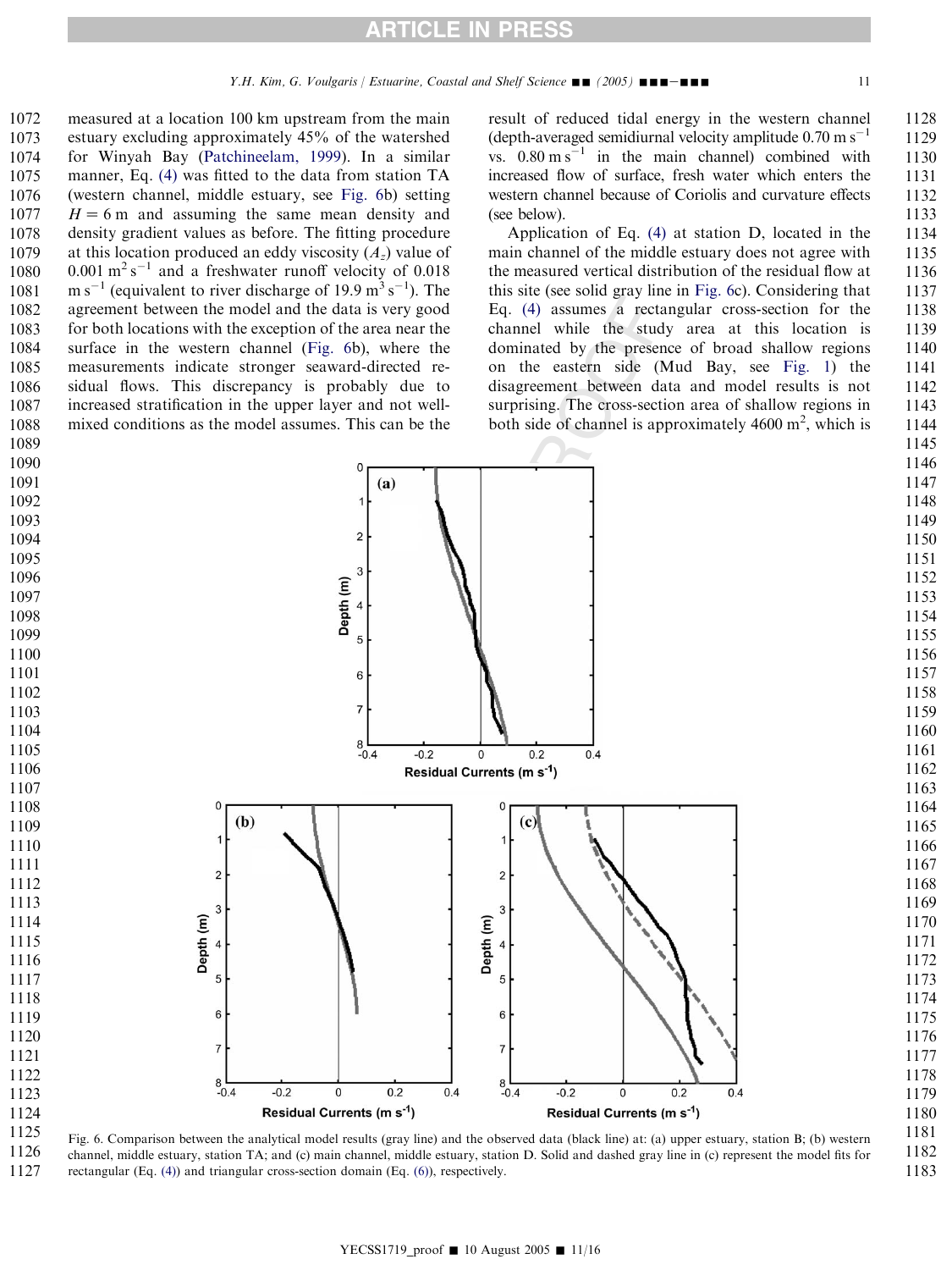measured at a location 100 km upstream from the main estuary excluding approximately 45% of the watershed for Winyah Bay (Patchineelam, 1999). In a similar manner, Eq. (4) was fitted to the data from station TA (western channel, middle estuary, see Fig. 6b) setting $H = 6$ m and assuming the same mean density and density gradient values as before. The fitting procedure at this location produced an eddy viscosity ($A_z$) value of $0.001\ \mathrm{m^2\,s^{-1}}$ and a freshwater runoff velocity of $0.018\ \mathrm{m\,s^{-1}}$ (equivalent to river discharge of $19.9\ \mathrm{m^3\,s^{-1}}$). The agreement between the model and the data is very good for both locations with the exception of the area near the surface in the western channel (Fig. 6b), where the measurements indicate stronger seaward-directed residual flows. This discrepancy is probably due to increased stratification in the upper layer and not well-mixed conditions as the model assumes. This can be the result of reduced tidal energy in the western channel (depth-averaged semidiurnal velocity amplitude $0.70\ \mathrm{m\,s^{-1}}$ vs. $0.80\ \mathrm{m\,s^{-1}}$ in the main channel) combined with increased flow of surface, fresh water which enters the western channel because of Coriolis and curvature effects (see below).

Application of Eq. (4) at station D, located in the main channel of the middle estuary does not agree with the measured vertical distribution of the residual flow at this site (see solid gray line in Fig. 6c). Considering that Eq. (4) assumes a rectangular cross-section for the channel while the study area at this location is dominated by the presence of broad shallow regions on the eastern side (Mud Bay, see Fig. 1) the disagreement between data and model results is not surprising. The cross-section area of shallow regions in both side of channel is approximately $4600\ \mathrm{m^2}$, which is

Fig. 6. Comparison between the analytical model results (gray line) and the observed data (black line) at: (a) upper estuary, station B; (b) western channel, middle estuary, station TA; and (c) main channel, middle estuary, station D. Solid and dashed gray line in (c) represent the model fits for rectangular (Eq. (4)) and triangular cross-section domain (Eq. (6)), respectively.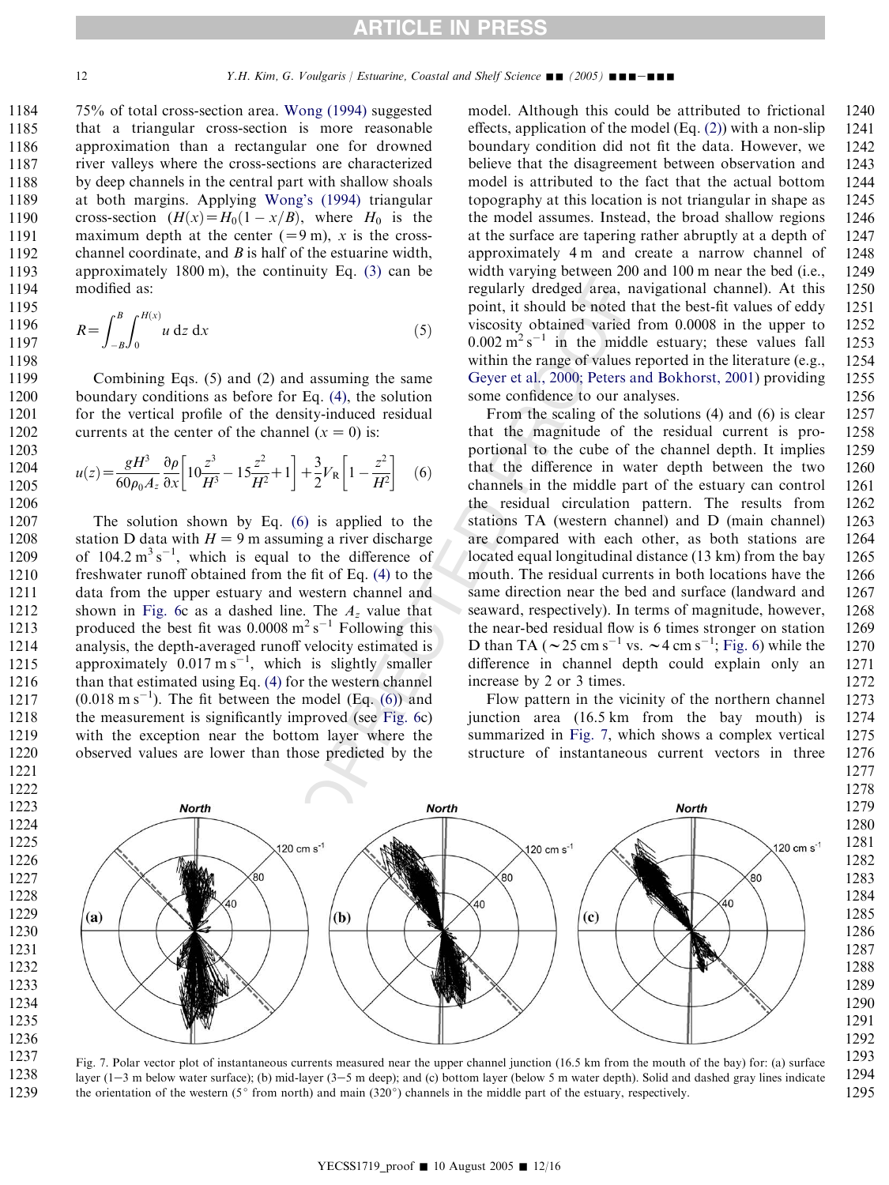75% of total cross-section area. Wong (1994) suggested that a triangular cross-section is more reasonable approximation than a rectangular one for drowned river valleys where the cross-sections are characterized by deep channels in the central part with shallow shoals at both margins. Applying Wong's (1994) triangular cross-section $(H(x) = H_0(1 - x/B)$, where $H_0$ is the maximum depth at the center (=9 m), $x$ is the cross-channel coordinate, and $B$ is half of the estuarine width, approximately 1800 m), the continuity Eq. (3) can be modified as:

$$R = \int_{-B}^{B} \int_{0}^{H(x)} u \, \mathrm{d}z \, \mathrm{d}x \tag{5}$$

Combining Eqs. (5) and (2) and assuming the same boundary conditions as before for Eq. (4), the solution for the vertical profile of the density-induced residual currents at the center of the channel ($x = 0$) is:

$$u(z) = \frac{gH^3}{60\rho_0 A_z} \frac{\partial \rho}{\partial x} \left[ 10\frac{z^3}{H^3} - 15\frac{z^2}{H^2} + 1 \right] + \frac{3}{2} V_R \left[ 1 - \frac{z^2}{H^2} \right] \tag{6}$$

The solution shown by Eq. (6) is applied to the station D data with $H = 9$ m assuming a river discharge of 104.2 $\mathrm{m^3\,s^{-1}}$, which is equal to the difference of freshwater runoff obtained from the fit of Eq. (4) to the data from the upper estuary and western channel and shown in Fig. 6c as a dashed line. The $A_z$ value that produced the best fit was 0.0008 $\mathrm{m^2\,s^{-1}}$ Following this analysis, the depth-averaged runoff velocity estimated is approximately 0.017 $\mathrm{m\,s^{-1}}$, which is slightly smaller than that estimated using Eq. (4) for the western channel (0.018 $\mathrm{m\,s^{-1}}$). The fit between the model (Eq. (6)) and the measurement is significantly improved (see Fig. 6c) with the exception near the bottom layer where the observed values are lower than those predicted by the model. Although this could be attributed to frictional effects, application of the model (Eq. (2)) with a non-slip boundary condition did not fit the data. However, we believe that the disagreement between observation and model is attributed to the fact that the actual bottom topography at this location is not triangular in shape as the model assumes. Instead, the broad shallow regions at the surface are tapering rather abruptly at a depth of approximately 4 m and create a narrow channel of width varying between 200 and 100 m near the bed (i.e., regularly dredged area, navigational channel). At this point, it should be noted that the best-fit values of eddy viscosity obtained varied from 0.0008 in the upper to 0.002 $\mathrm{m^2\,s^{-1}}$ in the middle estuary; these values fall within the range of values reported in the literature (e.g., Geyer et al., 2000; Peters and Bokhorst, 2001) providing some confidence to our analyses.

From the scaling of the solutions (4) and (6) is clear that the magnitude of the residual current is proportional to the cube of the channel depth. It implies that the difference in water depth between the two channels in the middle part of the estuary can control the residual circulation pattern. The results from stations TA (western channel) and D (main channel) are compared with each other, as both stations are located equal longitudinal distance (13 km) from the bay mouth. The residual currents in both locations have the same direction near the bed and surface (landward and seaward, respectively). In terms of magnitude, however, the near-bed residual flow is 6 times stronger on station D than TA (~25 $\mathrm{cm\,s^{-1}}$ vs. ~4 $\mathrm{cm\,s^{-1}}$; Fig. 6) while the difference in channel depth could explain only an increase by 2 or 3 times.

Flow pattern in the vicinity of the northern channel junction area (16.5 km from the bay mouth) is summarized in Fig. 7, which shows a complex vertical structure of instantaneous current vectors in three

Fig. 7. Polar vector plot of instantaneous currents measured near the upper channel junction (16.5 km from the mouth of the bay) for: (a) surface layer (1–3 m below water surface); (b) mid-layer (3–5 m deep); and (c) bottom layer (below 5 m water depth). Solid and dashed gray lines indicate the orientation of the western (5° from north) and main (320°) channels in the middle part of the estuary, respectively.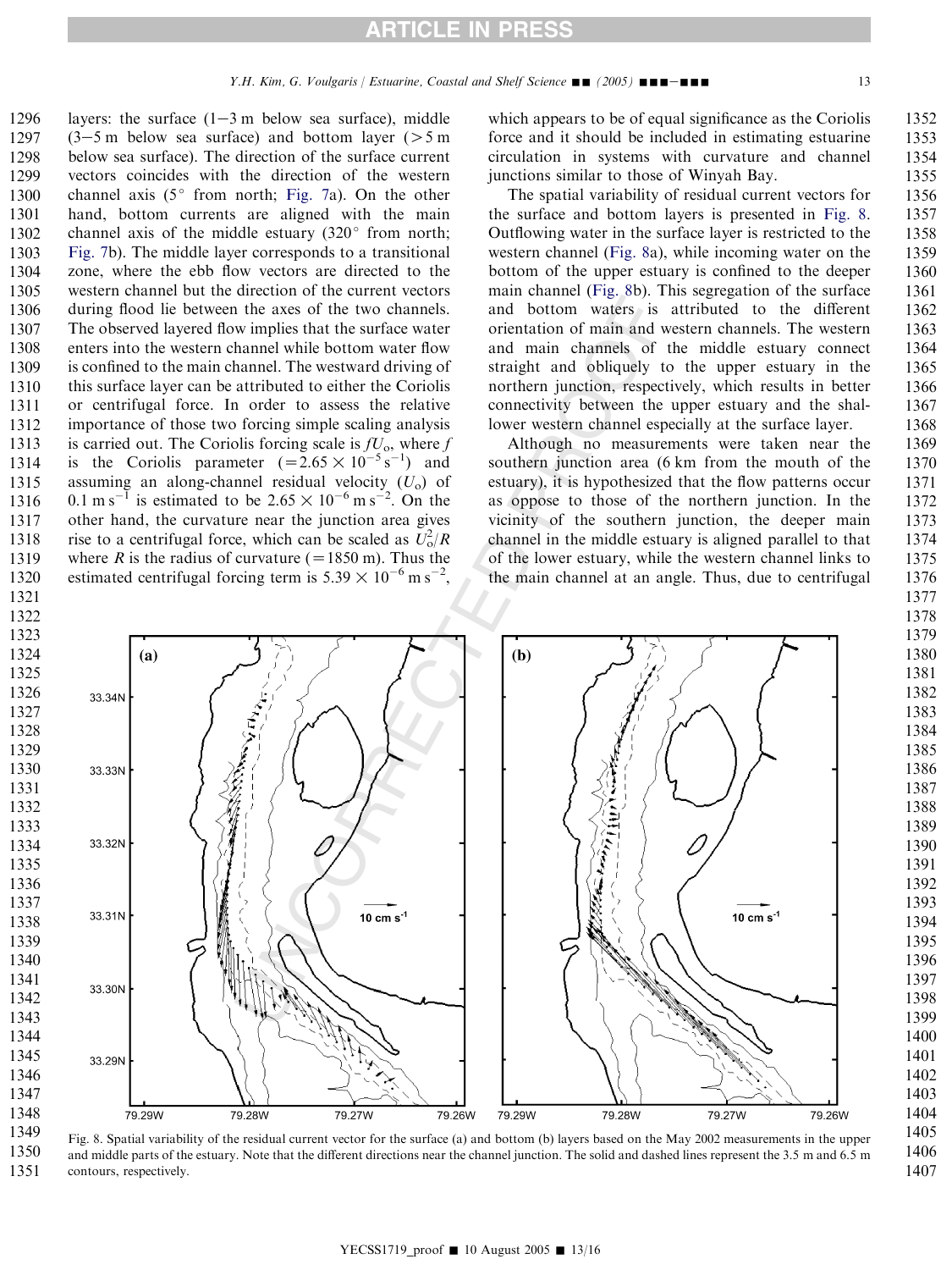layers: the surface (1–3 m below sea surface), middle (3–5 m below sea surface) and bottom layer (>5 m below sea surface). The direction of the surface current vectors coincides with the direction of the western channel axis (5° from north; Fig. 7a). On the other hand, bottom currents are aligned with the main channel axis of the middle estuary (320° from north; Fig. 7b). The middle layer corresponds to a transitional zone, where the ebb flow vectors are directed to the western channel but the direction of the current vectors during flood lie between the axes of the two channels. The observed layered flow implies that the surface water enters into the western channel while bottom water flow is confined to the main channel. The westward driving of this surface layer can be attributed to either the Coriolis or centrifugal force. In order to assess the relative importance of those two forcing simple scaling analysis is carried out. The Coriolis forcing scale is $fU_o$, where $f$ is the Coriolis parameter ($=2.65 \times 10^{-5}\ \mathrm{s}^{-1}$) and assuming an along-channel residual velocity ($U_o$) of $0.1\ \mathrm{m\,s}^{-1}$ is estimated to be $2.65 \times 10^{-6}\ \mathrm{m\,s}^{-2}$. On the other hand, the curvature near the junction area gives rise to a centrifugal force, which can be scaled as $U_o^2/R$ where $R$ is the radius of curvature ($=1850$ m). Thus the estimated centrifugal forcing term is $5.39 \times 10^{-6}\ \mathrm{m\,s}^{-2}$, which appears to be of equal significance as the Coriolis force and it should be included in estimating estuarine circulation in systems with curvature and channel junctions similar to those of Winyah Bay.

The spatial variability of residual current vectors for the surface and bottom layers is presented in Fig. 8. Outflowing water in the surface layer is restricted to the western channel (Fig. 8a), while incoming water on the bottom of the upper estuary is confined to the deeper main channel (Fig. 8b). This segregation of the surface and bottom waters is attributed to the different orientation of main and western channels. The western and main channels of the middle estuary connect straight and obliquely to the upper estuary in the northern junction, respectively, which results in better connectivity between the upper estuary and the shallower western channel especially at the surface layer.

Although no measurements were taken near the southern junction area (6 km from the mouth of the estuary), it is hypothesized that the flow patterns occur as oppose to those of the northern junction. In the vicinity of the southern junction, the deeper main channel in the middle estuary is aligned parallel to that of the lower estuary, while the western channel links to the main channel at an angle. Thus, due to centrifugal

Fig. 8. Spatial variability of the residual current vector for the surface (a) and bottom (b) layers based on the May 2002 measurements in the upper and middle parts of the estuary. Note that the different directions near the channel junction. The solid and dashed lines represent the 3.5 m and 6.5 m contours, respectively.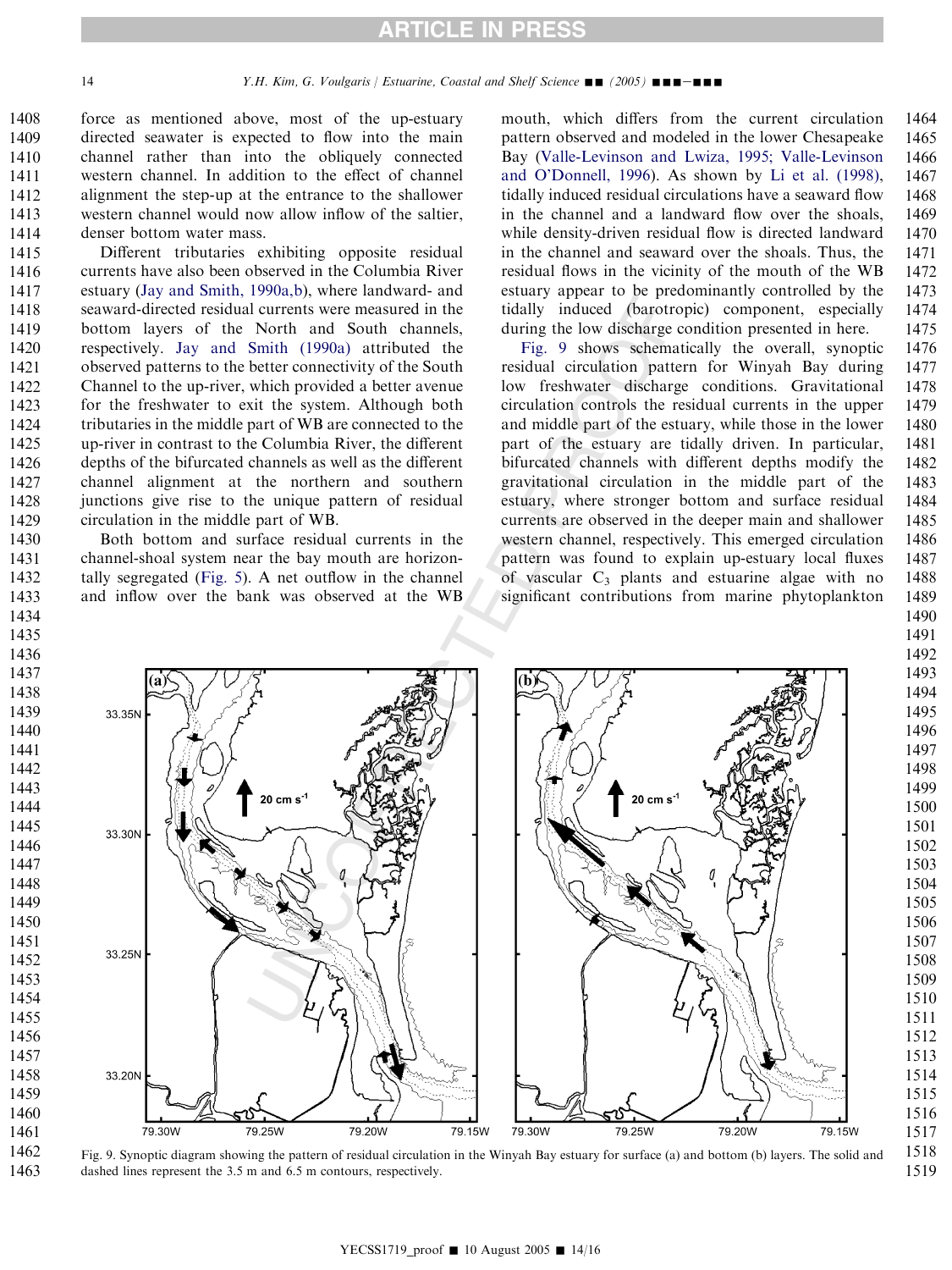force as mentioned above, most of the up-estuary directed seawater is expected to flow into the main channel rather than into the obliquely connected western channel. In addition to the effect of channel alignment the step-up at the entrance to the shallower western channel would now allow inflow of the saltier, denser bottom water mass.

Different tributaries exhibiting opposite residual currents have also been observed in the Columbia River estuary (Jay and Smith, 1990a,b), where landward- and seaward-directed residual currents were measured in the bottom layers of the North and South channels, respectively. Jay and Smith (1990a) attributed the observed patterns to the better connectivity of the South Channel to the up-river, which provided a better avenue for the freshwater to exit the system. Although both tributaries in the middle part of WB are connected to the up-river in contrast to the Columbia River, the different depths of the bifurcated channels as well as the different channel alignment at the northern and southern junctions give rise to the unique pattern of residual circulation in the middle part of WB.

Both bottom and surface residual currents in the channel-shoal system near the bay mouth are horizontally segregated (Fig. 5). A net outflow in the channel and inflow over the bank was observed at the WB mouth, which differs from the current circulation pattern observed and modeled in the lower Chesapeake Bay (Valle-Levinson and Lwiza, 1995; Valle-Levinson and O'Donnell, 1996). As shown by Li et al. (1998), tidally induced residual circulations have a seaward flow in the channel and a landward flow over the shoals, while density-driven residual flow is directed landward in the channel and seaward over the shoals. Thus, the residual flows in the vicinity of the mouth of the WB estuary appear to be predominantly controlled by the tidally induced (barotropic) component, especially during the low discharge condition presented in here.

Fig. 9 shows schematically the overall, synoptic residual circulation pattern for Winyah Bay during low freshwater discharge conditions. Gravitational circulation controls the residual currents in the upper and middle part of the estuary, while those in the lower part of the estuary are tidally driven. In particular, bifurcated channels with different depths modify the gravitational circulation in the middle part of the estuary, where stronger bottom and surface residual currents are observed in the deeper main and shallower western channel, respectively. This emerged circulation pattern was found to explain up-estuary local fluxes of vascular $C_3$ plants and estuarine algae with no significant contributions from marine phytoplankton

Fig. 9. Synoptic diagram showing the pattern of residual circulation in the Winyah Bay estuary for surface (a) and bottom (b) layers. The solid and dashed lines represent the 3.5 m and 6.5 m contours, respectively.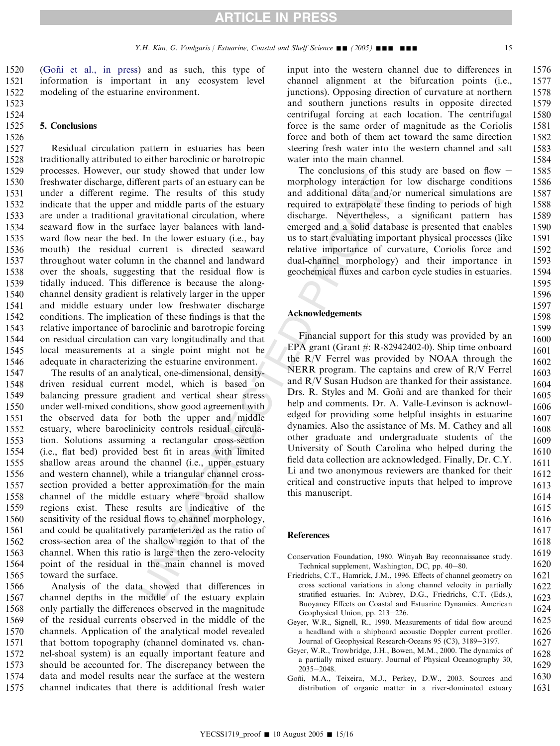(Goñi et al., in press) and as such, this type of information is important in any ecosystem level modeling of the estuarine environment.

## 5. Conclusions

Residual circulation pattern in estuaries has been traditionally attributed to either baroclinic or barotropic processes. However, our study showed that under low freshwater discharge, different parts of an estuary can be under a different regime. The results of this study indicate that the upper and middle parts of the estuary are under a traditional gravitational circulation, where seaward flow in the surface layer balances with landward flow near the bed. In the lower estuary (i.e., bay mouth) the residual current is directed seaward throughout water column in the channel and landward over the shoals, suggesting that the residual flow is tidally induced. This difference is because the along-channel density gradient is relatively larger in the upper and middle estuary under low freshwater discharge conditions. The implication of these findings is that the relative importance of baroclinic and barotropic forcing on residual circulation can vary longitudinally and that local measurements at a single point might not be adequate in characterizing the estuarine environment.

The results of an analytical, one-dimensional, density-driven residual current model, which is based on balancing pressure gradient and vertical shear stress under well-mixed conditions, show good agreement with the observed data for both the upper and middle estuary, where baroclinicity controls residual circulation. Solutions assuming a rectangular cross-section (i.e., flat bed) provided best fit in areas with limited shallow areas around the channel (i.e., upper estuary and western channel), while a triangular channel cross-section provided a better approximation for the main channel of the middle estuary where broad shallow regions exist. These results are indicative of the sensitivity of the residual flows to channel morphology, and could be qualitatively parameterized as the ratio of cross-section area of the shallow region to that of the channel. When this ratio is large then the zero-velocity point of the residual in the main channel is moved toward the surface.

Analysis of the data showed that differences in channel depths in the middle of the estuary explain only partially the differences observed in the magnitude of the residual currents observed in the middle of the channels. Application of the analytical model revealed that bottom topography (channel dominated vs. channel-shoal system) is an equally important feature and should be accounted for. The discrepancy between the data and model results near the surface at the western channel indicates that there is additional fresh water input into the western channel due to differences in channel alignment at the bifurcation points (i.e., junctions). Opposing direction of curvature at northern and southern junctions results in opposite directed centrifugal forcing at each location. The centrifugal force is the same order of magnitude as the Coriolis force and both of them act toward the same direction steering fresh water into the western channel and salt water into the main channel.

The conclusions of this study are based on flow – morphology interaction for low discharge conditions and additional data and/or numerical simulations are required to extrapolate these finding to periods of high discharge. Nevertheless, a significant pattern has emerged and a solid database is presented that enables us to start evaluating important physical processes (like relative importance of curvature, Coriolis force and dual-channel morphology) and their importance in geochemical fluxes and carbon cycle studies in estuaries.

## Acknowledgements

Financial support for this study was provided by an EPA grant (Grant #: R-82942402-0). Ship time onboard the R/V Ferrel was provided by NOAA through the NERR program. The captains and crew of R/V Ferrel and R/V Susan Hudson are thanked for their assistance. Drs. R. Styles and M. Goñi are thanked for their help and comments. Dr. A. Valle-Levinson is acknowledged for providing some helpful insights in estuarine dynamics. Also the assistance of Ms. M. Cathey and all other graduate and undergraduate students of the University of South Carolina who helped during the field data collection are acknowledged. Finally, Dr. C.Y. Li and two anonymous reviewers are thanked for their critical and constructive inputs that helped to improve this manuscript.

## References

Conservation Foundation, 1980. Winyah Bay reconnaissance study. Technical supplement, Washington, DC, pp. 40–80.

Friedrichs, C.T., Hamrick, J.M., 1996. Effects of channel geometry on cross sectional variations in along channel velocity in partially stratified estuaries. In: Aubrey, D.G., Friedrichs, C.T. (Eds.), Buoyancy Effects on Coastal and Estuarine Dynamics. American Geophysical Union, pp. 213–226.

Geyer, W.R., Signell, R., 1990. Measurements of tidal flow around a headland with a shipboard acoustic Doppler current profiler. Journal of Geophysical Research-Oceans 95 (C3), 3189–3197.

Geyer, W.R., Trowbridge, J.H., Bowen, M.M., 2000. The dynamics of a partially mixed estuary. Journal of Physical Oceanography 30, 2035–2048.

Goñi, M.A., Teixeira, M.J., Perkey, D.W., 2003. Sources and distribution of organic matter in a river-dominated estuary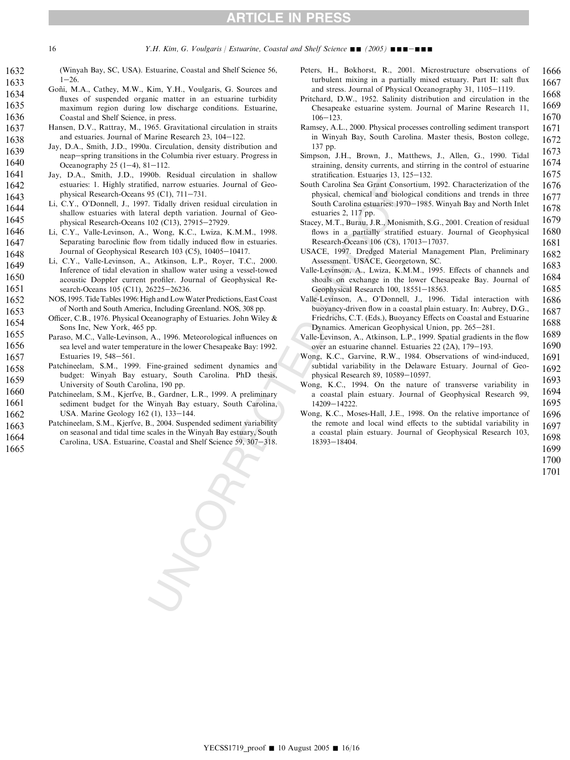(Winyah Bay, SC, USA). Estuarine, Coastal and Shelf Science 56, 1–26.

Goñi, M.A., Cathey, M.W., Kim, Y.H., Voulgaris, G. Sources and fluxes of suspended organic matter in an estuarine turbidity maximum region during low discharge conditions. Estuarine, Coastal and Shelf Science, in press.

Hansen, D.V., Rattray, M., 1965. Gravitational circulation in straits and estuaries. Journal of Marine Research 23, 104–122.

Jay, D.A., Smith, J.D., 1990a. Circulation, density distribution and neap–spring transitions in the Columbia river estuary. Progress in Oceanography 25 (1–4), 81–112.

Jay, D.A., Smith, J.D., 1990b. Residual circulation in shallow estuaries: 1. Highly stratified, narrow estuaries. Journal of Geophysical Research-Oceans 95 (C1), 711–731.

Li, C.Y., O'Donnell, J., 1997. Tidally driven residual circulation in shallow estuaries with lateral depth variation. Journal of Geophysical Research-Oceans 102 (C13), 27915–27929.

Li, C.Y., Valle-Levinson, A., Wong, K.C., Lwiza, K.M.M., 1998. Separating baroclinic flow from tidally induced flow in estuaries. Journal of Geophysical Research 103 (C5), 10405–10417.

Li, C.Y., Valle-Levinson, A., Atkinson, L.P., Royer, T.C., 2000. Inference of tidal elevation in shallow water using a vessel-towed acoustic Doppler current profiler. Journal of Geophysical Research-Oceans 105 (C11), 26225–26236.

NOS, 1995. Tide Tables 1996: High and Low Water Predictions, East Coast of North and South America, Including Greenland. NOS, 308 pp.

Officer, C.B., 1976. Physical Oceanography of Estuaries. John Wiley & Sons Inc, New York, 465 pp.

Paraso, M.C., Valle-Levinson, A., 1996. Meteorological influences on sea level and water temperature in the lower Chesapeake Bay: 1992. Estuaries 19, 548–561.

Patchineelam, S.M., 1999. Fine-grained sediment dynamics and budget: Winyah Bay estuary, South Carolina. PhD thesis, University of South Carolina, 190 pp.

Patchineelam, S.M., Kjerfve, B., Gardner, L.R., 1999. A preliminary sediment budget for the Winyah Bay estuary, South Carolina, USA. Marine Geology 162 (1), 133–144.

Patchineelam, S.M., Kjerfve, B., 2004. Suspended sediment variability on seasonal and tidal time scales in the Winyah Bay estuary, South Carolina, USA. Estuarine, Coastal and Shelf Science 59, 307–318.

Peters, H., Bokhorst, R., 2001. Microstructure observations of turbulent mixing in a partially mixed estuary. Part II: salt flux and stress. Journal of Physical Oceanography 31, 1105–1119.

Pritchard, D.W., 1952. Salinity distribution and circulation in the Chesapeake estuarine system. Journal of Marine Research 11, 106–123.

Ramsey, A.L., 2000. Physical processes controlling sediment transport in Winyah Bay, South Carolina. Master thesis, Boston college, 137 pp.

Simpson, J.H., Brown, J., Matthews, J., Allen, G., 1990. Tidal straining, density currents, and stirring in the control of estuarine stratification. Estuaries 13, 125–132.

South Carolina Sea Grant Consortium, 1992. Characterization of the physical, chemical and biological conditions and trends in three South Carolina estuaries: 1970–1985. Winyah Bay and North Inlet estuaries 2, 117 pp.

Stacey, M.T., Burau, J.R., Monismith, S.G., 2001. Creation of residual flows in a partially stratified estuary. Journal of Geophysical Research-Oceans 106 (C8), 17013–17037.

USACE, 1997. Dredged Material Management Plan, Preliminary Assessment. USACE, Georgetown, SC.

Valle-Levinson, A., Lwiza, K.M.M., 1995. Effects of channels and shoals on exchange in the lower Chesapeake Bay. Journal of Geophysical Research 100, 18551–18563.

Valle-Levinson, A., O'Donnell, J., 1996. Tidal interaction with buoyancy-driven flow in a coastal plain estuary. In: Aubrey, D.G., Friedrichs, C.T. (Eds.), Buoyancy Effects on Coastal and Estuarine Dynamics. American Geophysical Union, pp. 265–281.

Valle-Levinson, A., Atkinson, L.P., 1999. Spatial gradients in the flow over an estuarine channel. Estuaries 22 (2A), 179–193.

Wong, K.C., Garvine, R.W., 1984. Observations of wind-induced, subtidal variability in the Delaware Estuary. Journal of Geophysical Research 89, 10589–10597.

Wong, K.C., 1994. On the nature of transverse variability in a coastal plain estuary. Journal of Geophysical Research 99, 14209–14222.

Wong, K.C., Moses-Hall, J.E., 1998. On the relative importance of the remote and local wind effects to the subtidal variability in a coastal plain estuary. Journal of Geophysical Research 103, 18393–18404.